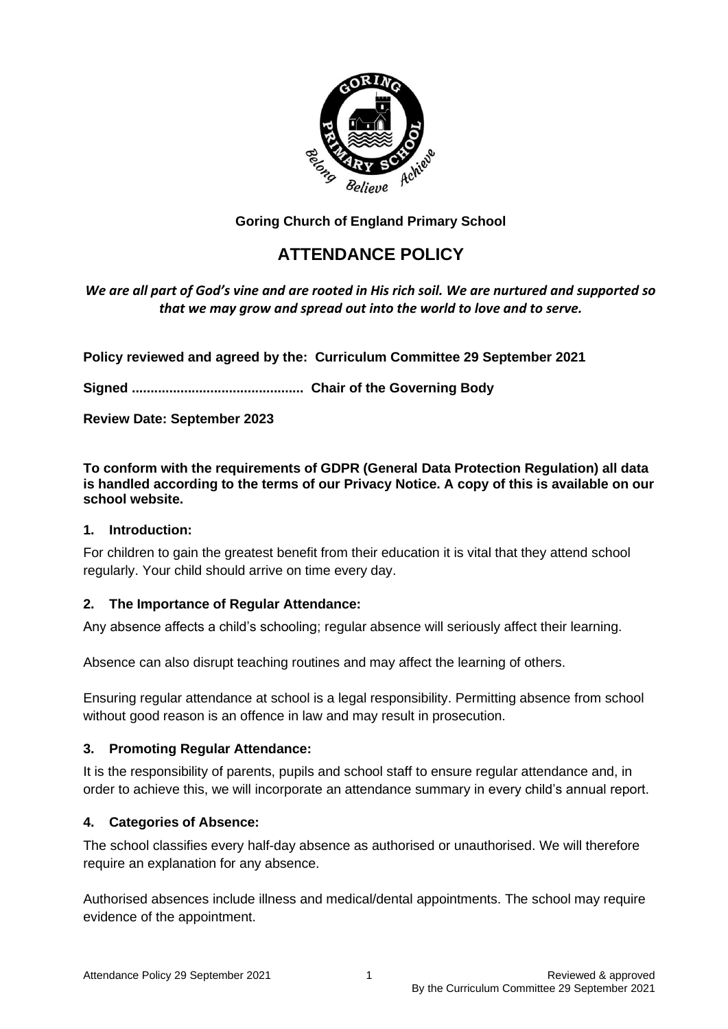**Goring Church of England Primary School**

# ATTENDANCE POLICY

***We are all part of God's vine and are rooted in His rich soil. We are nurtured and supported so that we may grow and spread out into the world to love and to serve.***

**Policy reviewed and agreed by the: Curriculum Committee 29 September 2021**

**Signed ............................................. Chair of the Governing Body**

**Review Date: September 2023**

**To conform with the requirements of GDPR (General Data Protection Regulation) all data is handled according to the terms of our Privacy Notice. A copy of this is available on our school website.**

## 1. Introduction:

For children to gain the greatest benefit from their education it is vital that they attend school regularly. Your child should arrive on time every day.

## 2. The Importance of Regular Attendance:

Any absence affects a child's schooling; regular absence will seriously affect their learning.

Absence can also disrupt teaching routines and may affect the learning of others.

Ensuring regular attendance at school is a legal responsibility. Permitting absence from school without good reason is an offence in law and may result in prosecution.

## 3. Promoting Regular Attendance:

It is the responsibility of parents, pupils and school staff to ensure regular attendance and, in order to achieve this, we will incorporate an attendance summary in every child's annual report.

## 4. Categories of Absence:

The school classifies every half-day absence as authorised or unauthorised. We will therefore require an explanation for any absence.

Authorised absences include illness and medical/dental appointments. The school may require evidence of the appointment.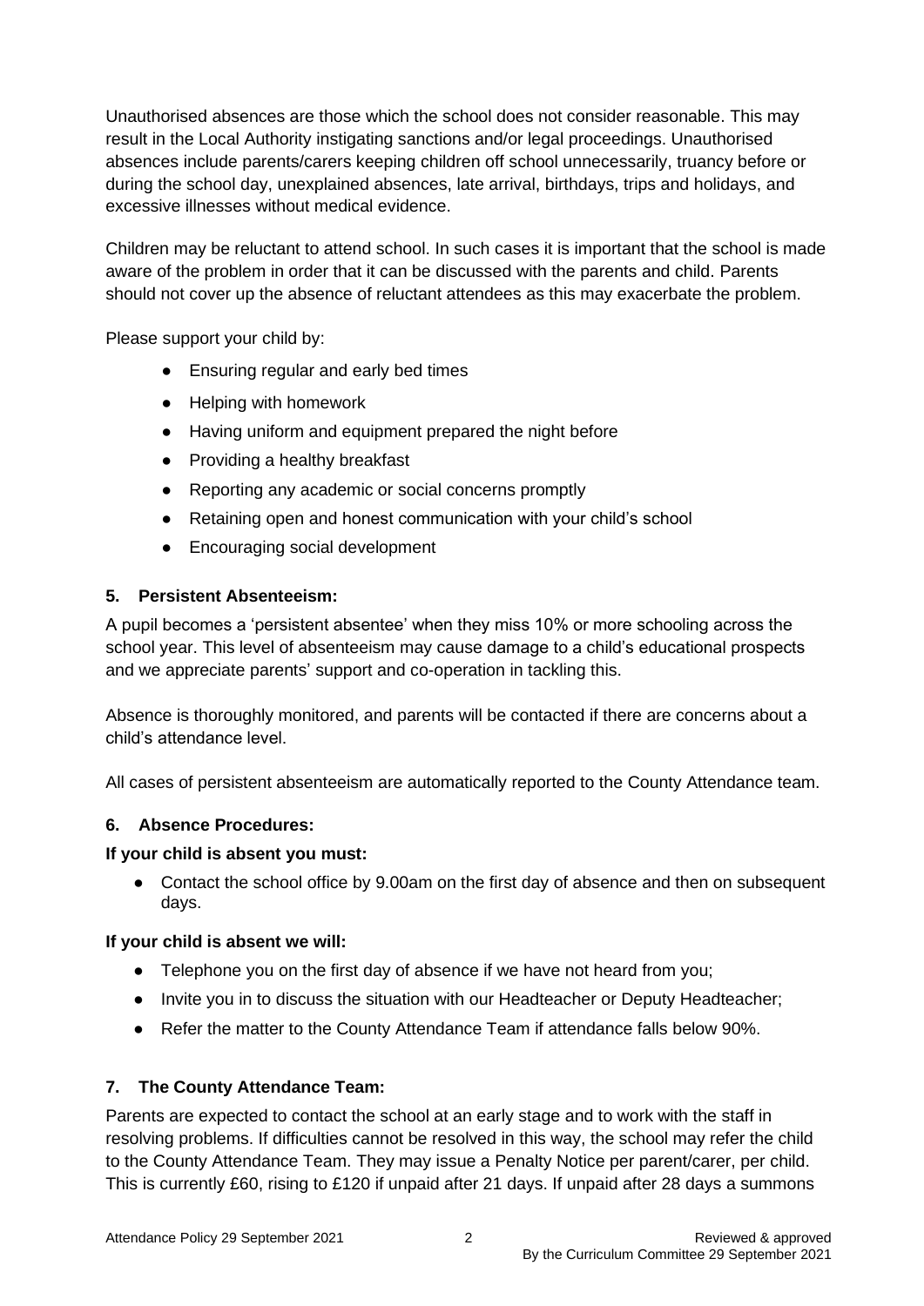Unauthorised absences are those which the school does not consider reasonable. This may result in the Local Authority instigating sanctions and/or legal proceedings. Unauthorised absences include parents/carers keeping children off school unnecessarily, truancy before or during the school day, unexplained absences, late arrival, birthdays, trips and holidays, and excessive illnesses without medical evidence.

Children may be reluctant to attend school. In such cases it is important that the school is made aware of the problem in order that it can be discussed with the parents and child. Parents should not cover up the absence of reluctant attendees as this may exacerbate the problem.

Please support your child by:

- Ensuring regular and early bed times
- Helping with homework
- Having uniform and equipment prepared the night before
- Providing a healthy breakfast
- Reporting any academic or social concerns promptly
- Retaining open and honest communication with your child's school
- Encouraging social development

### 5. Persistent Absenteeism:

A pupil becomes a 'persistent absentee' when they miss 10% or more schooling across the school year. This level of absenteeism may cause damage to a child's educational prospects and we appreciate parents' support and co-operation in tackling this.

Absence is thoroughly monitored, and parents will be contacted if there are concerns about a child's attendance level.

All cases of persistent absenteeism are automatically reported to the County Attendance team.

### 6. Absence Procedures:

**If your child is absent you must:**

- Contact the school office by 9.00am on the first day of absence and then on subsequent days.

**If your child is absent we will:**

- Telephone you on the first day of absence if we have not heard from you;
- Invite you in to discuss the situation with our Headteacher or Deputy Headteacher;
- Refer the matter to the County Attendance Team if attendance falls below 90%.

### 7. The County Attendance Team:

Parents are expected to contact the school at an early stage and to work with the staff in resolving problems. If difficulties cannot be resolved in this way, the school may refer the child to the County Attendance Team. They may issue a Penalty Notice per parent/carer, per child. This is currently £60, rising to £120 if unpaid after 21 days. If unpaid after 28 days a summons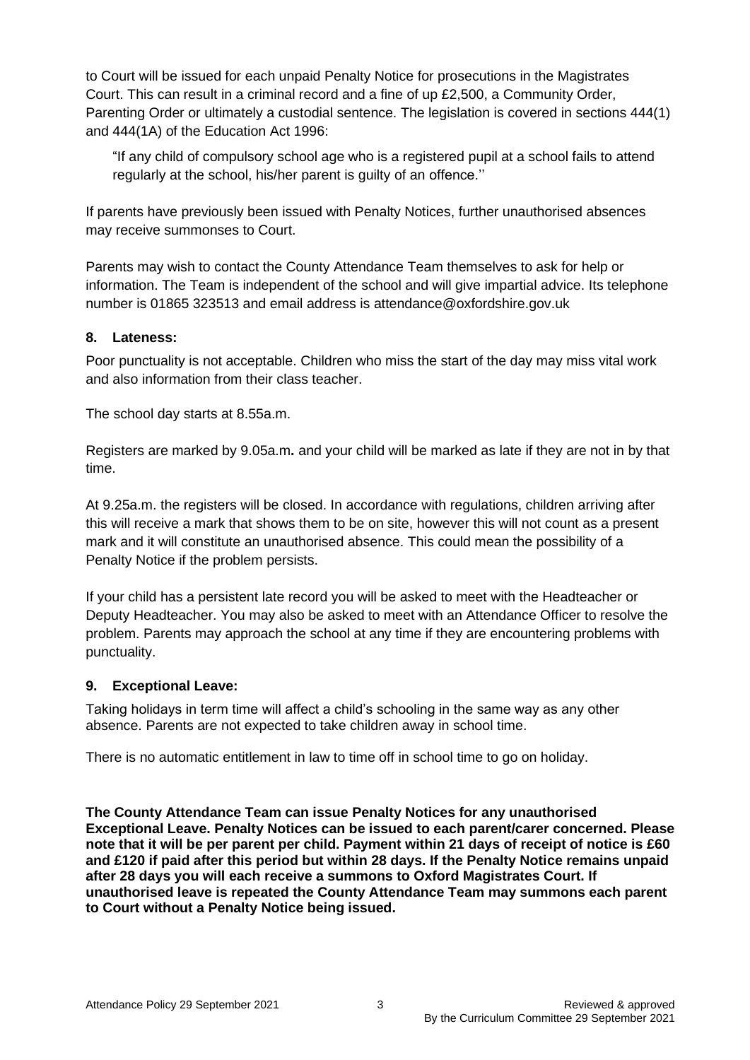to Court will be issued for each unpaid Penalty Notice for prosecutions in the Magistrates Court. This can result in a criminal record and a fine of up £2,500, a Community Order, Parenting Order or ultimately a custodial sentence. The legislation is covered in sections 444(1) and 444(1A) of the Education Act 1996:

> "If any child of compulsory school age who is a registered pupil at a school fails to attend regularly at the school, his/her parent is guilty of an offence.''

If parents have previously been issued with Penalty Notices, further unauthorised absences may receive summonses to Court.

Parents may wish to contact the County Attendance Team themselves to ask for help or information. The Team is independent of the school and will give impartial advice. Its telephone number is 01865 323513 and email address is attendance@oxfordshire.gov.uk

### 8. Lateness:

Poor punctuality is not acceptable. Children who miss the start of the day may miss vital work and also information from their class teacher.

The school day starts at 8.55a.m.

Registers are marked by 9.05a.m**.** and your child will be marked as late if they are not in by that time.

At 9.25a.m. the registers will be closed. In accordance with regulations, children arriving after this will receive a mark that shows them to be on site, however this will not count as a present mark and it will constitute an unauthorised absence. This could mean the possibility of a Penalty Notice if the problem persists.

If your child has a persistent late record you will be asked to meet with the Headteacher or Deputy Headteacher. You may also be asked to meet with an Attendance Officer to resolve the problem. Parents may approach the school at any time if they are encountering problems with punctuality.

### 9. Exceptional Leave:

Taking holidays in term time will affect a child's schooling in the same way as any other absence. Parents are not expected to take children away in school time.

There is no automatic entitlement in law to time off in school time to go on holiday.

**The County Attendance Team can issue Penalty Notices for any unauthorised Exceptional Leave. Penalty Notices can be issued to each parent/carer concerned. Please note that it will be per parent per child. Payment within 21 days of receipt of notice is £60 and £120 if paid after this period but within 28 days. If the Penalty Notice remains unpaid after 28 days you will each receive a summons to Oxford Magistrates Court. If unauthorised leave is repeated the County Attendance Team may summons each parent to Court without a Penalty Notice being issued.**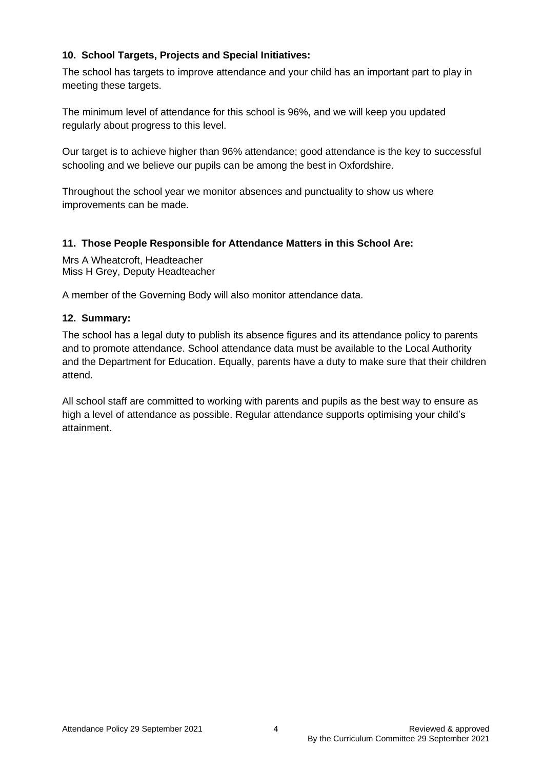### 10. School Targets, Projects and Special Initiatives:

The school has targets to improve attendance and your child has an important part to play in meeting these targets.

The minimum level of attendance for this school is 96%, and we will keep you updated regularly about progress to this level.

Our target is to achieve higher than 96% attendance; good attendance is the key to successful schooling and we believe our pupils can be among the best in Oxfordshire.

Throughout the school year we monitor absences and punctuality to show us where improvements can be made.

### 11. Those People Responsible for Attendance Matters in this School Are:

Mrs A Wheatcroft, Headteacher
Miss H Grey, Deputy Headteacher

A member of the Governing Body will also monitor attendance data.

### 12. Summary:

The school has a legal duty to publish its absence figures and its attendance policy to parents and to promote attendance. School attendance data must be available to the Local Authority and the Department for Education. Equally, parents have a duty to make sure that their children attend.

All school staff are committed to working with parents and pupils as the best way to ensure as high a level of attendance as possible. Regular attendance supports optimising your child's attainment.